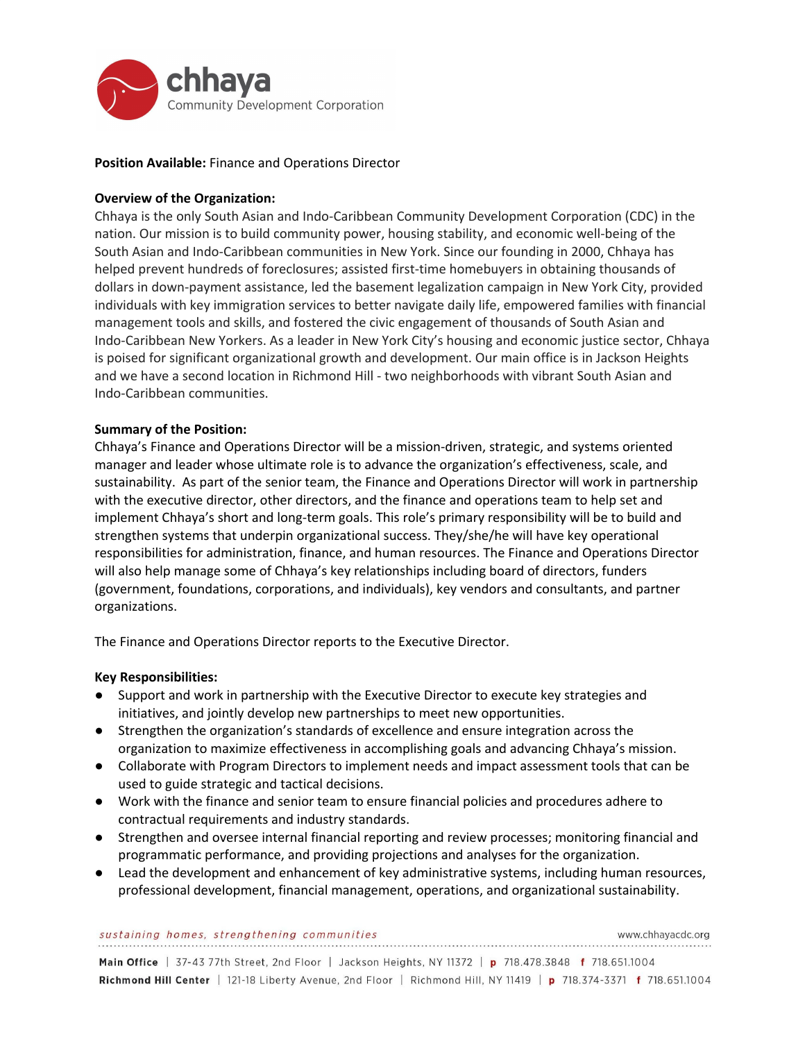**Position Available:** Finance and Operations Director

**Overview of the Organization:**

Chhaya is the only South Asian and Indo-Caribbean Community Development Corporation (CDC) in the nation. Our mission is to build community power, housing stability, and economic well-being of the South Asian and Indo-Caribbean communities in New York. Since our founding in 2000, Chhaya has helped prevent hundreds of foreclosures; assisted first-time homebuyers in obtaining thousands of dollars in down-payment assistance, led the basement legalization campaign in New York City, provided individuals with key immigration services to better navigate daily life, empowered families with financial management tools and skills, and fostered the civic engagement of thousands of South Asian and Indo-Caribbean New Yorkers. As a leader in New York City's housing and economic justice sector, Chhaya is poised for significant organizational growth and development. Our main office is in Jackson Heights and we have a second location in Richmond Hill - two neighborhoods with vibrant South Asian and Indo-Caribbean communities.

**Summary of the Position:**

Chhaya's Finance and Operations Director will be a mission-driven, strategic, and systems oriented manager and leader whose ultimate role is to advance the organization's effectiveness, scale, and sustainability. As part of the senior team, the Finance and Operations Director will work in partnership with the executive director, other directors, and the finance and operations team to help set and implement Chhaya's short and long-term goals. This role's primary responsibility will be to build and strengthen systems that underpin organizational success. They/she/he will have key operational responsibilities for administration, finance, and human resources. The Finance and Operations Director will also help manage some of Chhaya's key relationships including board of directors, funders (government, foundations, corporations, and individuals), key vendors and consultants, and partner organizations.

The Finance and Operations Director reports to the Executive Director.

**Key Responsibilities:**

- Support and work in partnership with the Executive Director to execute key strategies and initiatives, and jointly develop new partnerships to meet new opportunities.
- Strengthen the organization's standards of excellence and ensure integration across the organization to maximize effectiveness in accomplishing goals and advancing Chhaya's mission.
- Collaborate with Program Directors to implement needs and impact assessment tools that can be used to guide strategic and tactical decisions.
- Work with the finance and senior team to ensure financial policies and procedures adhere to contractual requirements and industry standards.
- Strengthen and oversee internal financial reporting and review processes; monitoring financial and programmatic performance, and providing projections and analyses for the organization.
- Lead the development and enhancement of key administrative systems, including human resources, professional development, financial management, operations, and organizational sustainability.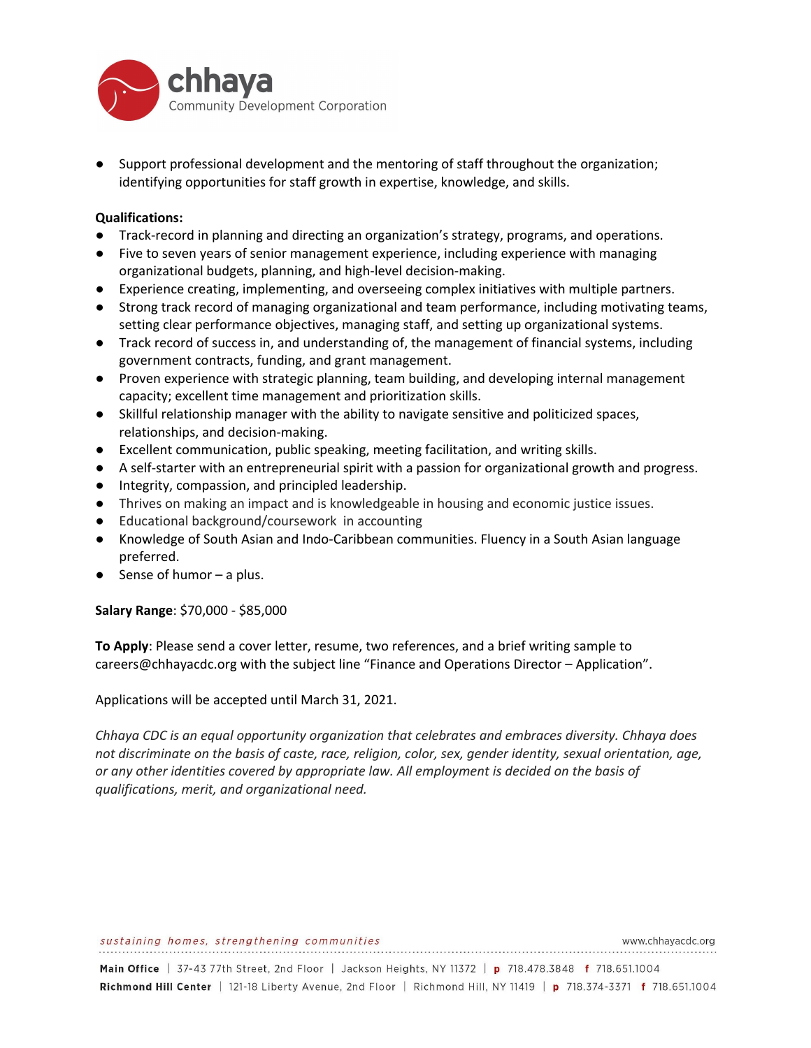- Support professional development and the mentoring of staff throughout the organization; identifying opportunities for staff growth in expertise, knowledge, and skills.

**Qualifications:**

- Track-record in planning and directing an organization's strategy, programs, and operations.
- Five to seven years of senior management experience, including experience with managing organizational budgets, planning, and high-level decision-making.
- Experience creating, implementing, and overseeing complex initiatives with multiple partners.
- Strong track record of managing organizational and team performance, including motivating teams, setting clear performance objectives, managing staff, and setting up organizational systems.
- Track record of success in, and understanding of, the management of financial systems, including government contracts, funding, and grant management.
- Proven experience with strategic planning, team building, and developing internal management capacity; excellent time management and prioritization skills.
- Skillful relationship manager with the ability to navigate sensitive and politicized spaces, relationships, and decision-making.
- Excellent communication, public speaking, meeting facilitation, and writing skills.
- A self-starter with an entrepreneurial spirit with a passion for organizational growth and progress.
- Integrity, compassion, and principled leadership.
- Thrives on making an impact and is knowledgeable in housing and economic justice issues.
- Educational background/coursework in accounting
- Knowledge of South Asian and Indo-Caribbean communities. Fluency in a South Asian language preferred.
- Sense of humor – a plus.

**Salary Range**: $70,000 - $85,000

**To Apply**: Please send a cover letter, resume, two references, and a brief writing sample to careers@chhayacdc.org with the subject line "Finance and Operations Director – Application".

Applications will be accepted until March 31, 2021.

*Chhaya CDC is an equal opportunity organization that celebrates and embraces diversity. Chhaya does not discriminate on the basis of caste, race, religion, color, sex, gender identity, sexual orientation, age, or any other identities covered by appropriate law. All employment is decided on the basis of qualifications, merit, and organizational need.*